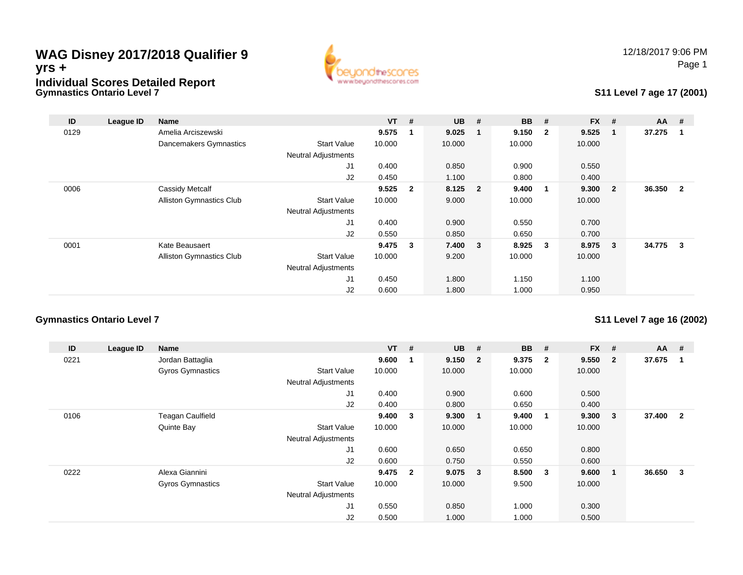# WAG Disney 2017/2018 Qualifier 9 yrs +

## Individual Scores Detailed Report

12/18/2017 9:06 PM

### Gymnastics Ontario Level 7

**S11 Level 7 age 17 (2001)**

| ID | League ID | Name | | VT | # | UB | # | BB | # | FX | # | AA | # |
|---|---|---|---|---|---|---|---|---|---|---|---|---|---|
| 0129 | | Amelia Arciszewski | | **9.575** | **1** | **9.025** | **1** | **9.150** | **2** | **9.525** | **1** | **37.275** | **1** |
| | | Dancemakers Gymnastics | Start Value | 10.000 | | 10.000 | | 10.000 | | 10.000 | | | |
| | | | Neutral Adjustments | | | | | | | | | | |
| | | | J1 | 0.400 | | 0.850 | | 0.900 | | 0.550 | | | |
| | | | J2 | 0.450 | | 1.100 | | 0.800 | | 0.400 | | | |
| 0006 | | Cassidy Metcalf | | **9.525** | **2** | **8.125** | **2** | **9.400** | **1** | **9.300** | **2** | **36.350** | **2** |
| | | Alliston Gymnastics Club | Start Value | 10.000 | | 9.000 | | 10.000 | | 10.000 | | | |
| | | | Neutral Adjustments | | | | | | | | | | |
| | | | J1 | 0.400 | | 0.900 | | 0.550 | | 0.700 | | | |
| | | | J2 | 0.550 | | 0.850 | | 0.650 | | 0.700 | | | |
| 0001 | | Kate Beausaert | | **9.475** | **3** | **7.400** | **3** | **8.925** | **3** | **8.975** | **3** | **34.775** | **3** |
| | | Alliston Gymnastics Club | Start Value | 10.000 | | 9.200 | | 10.000 | | 10.000 | | | |
| | | | Neutral Adjustments | | | | | | | | | | |
| | | | J1 | 0.450 | | 1.800 | | 1.150 | | 1.100 | | | |
| | | | J2 | 0.600 | | 1.800 | | 1.000 | | 0.950 | | | |

### Gymnastics Ontario Level 7

**S11 Level 7 age 16 (2002)**

| ID | League ID | Name | | VT | # | UB | # | BB | # | FX | # | AA | # |
|---|---|---|---|---|---|---|---|---|---|---|---|---|---|
| 0221 | | Jordan Battaglia | | **9.600** | **1** | **9.150** | **2** | **9.375** | **2** | **9.550** | **2** | **37.675** | **1** |
| | | Gyros Gymnastics | Start Value | 10.000 | | 10.000 | | 10.000 | | 10.000 | | | |
| | | | Neutral Adjustments | | | | | | | | | | |
| | | | J1 | 0.400 | | 0.900 | | 0.600 | | 0.500 | | | |
| | | | J2 | 0.400 | | 0.800 | | 0.650 | | 0.400 | | | |
| 0106 | | Teagan Caulfield | | **9.400** | **3** | **9.300** | **1** | **9.400** | **1** | **9.300** | **3** | **37.400** | **2** |
| | | Quinte Bay | Start Value | 10.000 | | 10.000 | | 10.000 | | 10.000 | | | |
| | | | Neutral Adjustments | | | | | | | | | | |
| | | | J1 | 0.600 | | 0.650 | | 0.650 | | 0.800 | | | |
| | | | J2 | 0.600 | | 0.750 | | 0.550 | | 0.600 | | | |
| 0222 | | Alexa Giannini | | **9.475** | **2** | **9.075** | **3** | **8.500** | **3** | **9.600** | **1** | **36.650** | **3** |
| | | Gyros Gymnastics | Start Value | 10.000 | | 10.000 | | 9.500 | | 10.000 | | | |
| | | | Neutral Adjustments | | | | | | | | | | |
| | | | J1 | 0.550 | | 0.850 | | 1.000 | | 0.300 | | | |
| | | | J2 | 0.500 | | 1.000 | | 1.000 | | 0.500 | | | |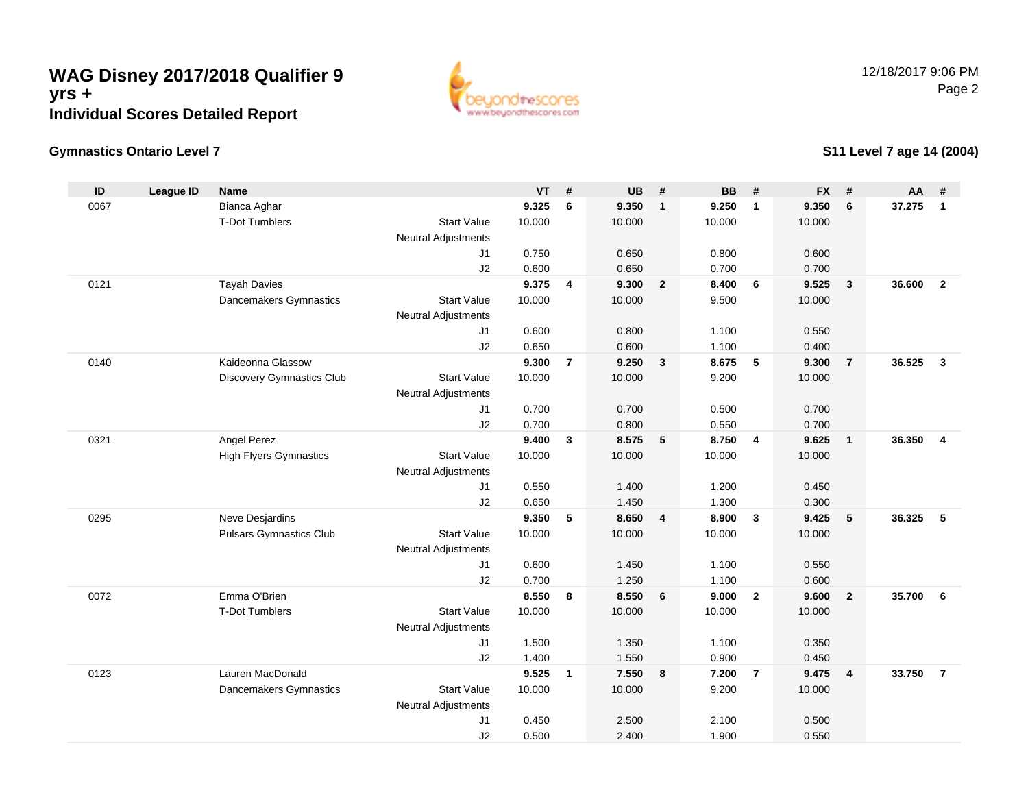# WAG Disney 2017/2018 Qualifier 9 yrs +

## Individual Scores Detailed Report

12/18/2017 9:06 PM

### Gymnastics Ontario Level 7

### S11 Level 7 age 14 (2004)

| ID | League ID | Name | | VT | # | UB | # | BB | # | FX | # | AA | # |
|---|---|---|---|---|---|---|---|---|---|---|---|---|---|
| 0067 | | Bianca Aghar | | **9.325** | **6** | **9.350** | **1** | **9.250** | **1** | **9.350** | **6** | **37.275** | **1** |
| | | T-Dot Tumblers | Start Value | 10.000 | | 10.000 | | 10.000 | | 10.000 | | | |
| | | | Neutral Adjustments | | | | | | | | | | |
| | | | J1 | 0.750 | | 0.650 | | 0.800 | | 0.600 | | | |
| | | | J2 | 0.600 | | 0.650 | | 0.700 | | 0.700 | | | |
| 0121 | | Tayah Davies | | **9.375** | **4** | **9.300** | **2** | **8.400** | **6** | **9.525** | **3** | **36.600** | **2** |
| | | Dancemakers Gymnastics | Start Value | 10.000 | | 10.000 | | 9.500 | | 10.000 | | | |
| | | | Neutral Adjustments | | | | | | | | | | |
| | | | J1 | 0.600 | | 0.800 | | 1.100 | | 0.550 | | | |
| | | | J2 | 0.650 | | 0.600 | | 1.100 | | 0.400 | | | |
| 0140 | | Kaideonna Glassow | | **9.300** | **7** | **9.250** | **3** | **8.675** | **5** | **9.300** | **7** | **36.525** | **3** |
| | | Discovery Gymnastics Club | Start Value | 10.000 | | 10.000 | | 9.200 | | 10.000 | | | |
| | | | Neutral Adjustments | | | | | | | | | | |
| | | | J1 | 0.700 | | 0.700 | | 0.500 | | 0.700 | | | |
| | | | J2 | 0.700 | | 0.800 | | 0.550 | | 0.700 | | | |
| 0321 | | Angel Perez | | **9.400** | **3** | **8.575** | **5** | **8.750** | **4** | **9.625** | **1** | **36.350** | **4** |
| | | High Flyers Gymnastics | Start Value | 10.000 | | 10.000 | | 10.000 | | 10.000 | | | |
| | | | Neutral Adjustments | | | | | | | | | | |
| | | | J1 | 0.550 | | 1.400 | | 1.200 | | 0.450 | | | |
| | | | J2 | 0.650 | | 1.450 | | 1.300 | | 0.300 | | | |
| 0295 | | Neve Desjardins | | **9.350** | **5** | **8.650** | **4** | **8.900** | **3** | **9.425** | **5** | **36.325** | **5** |
| | | Pulsars Gymnastics Club | Start Value | 10.000 | | 10.000 | | 10.000 | | 10.000 | | | |
| | | | Neutral Adjustments | | | | | | | | | | |
| | | | J1 | 0.600 | | 1.450 | | 1.100 | | 0.550 | | | |
| | | | J2 | 0.700 | | 1.250 | | 1.100 | | 0.600 | | | |
| 0072 | | Emma O'Brien | | **8.550** | **8** | **8.550** | **6** | **9.000** | **2** | **9.600** | **2** | **35.700** | **6** |
| | | T-Dot Tumblers | Start Value | 10.000 | | 10.000 | | 10.000 | | 10.000 | | | |
| | | | Neutral Adjustments | | | | | | | | | | |
| | | | J1 | 1.500 | | 1.350 | | 1.100 | | 0.350 | | | |
| | | | J2 | 1.400 | | 1.550 | | 0.900 | | 0.450 | | | |
| 0123 | | Lauren MacDonald | | **9.525** | **1** | **7.550** | **8** | **7.200** | **7** | **9.475** | **4** | **33.750** | **7** |
| | | Dancemakers Gymnastics | Start Value | 10.000 | | 10.000 | | 9.200 | | 10.000 | | | |
| | | | Neutral Adjustments | | | | | | | | | | |
| | | | J1 | 0.450 | | 2.500 | | 2.100 | | 0.500 | | | |
| | | | J2 | 0.500 | | 2.400 | | 1.900 | | 0.550 | | | |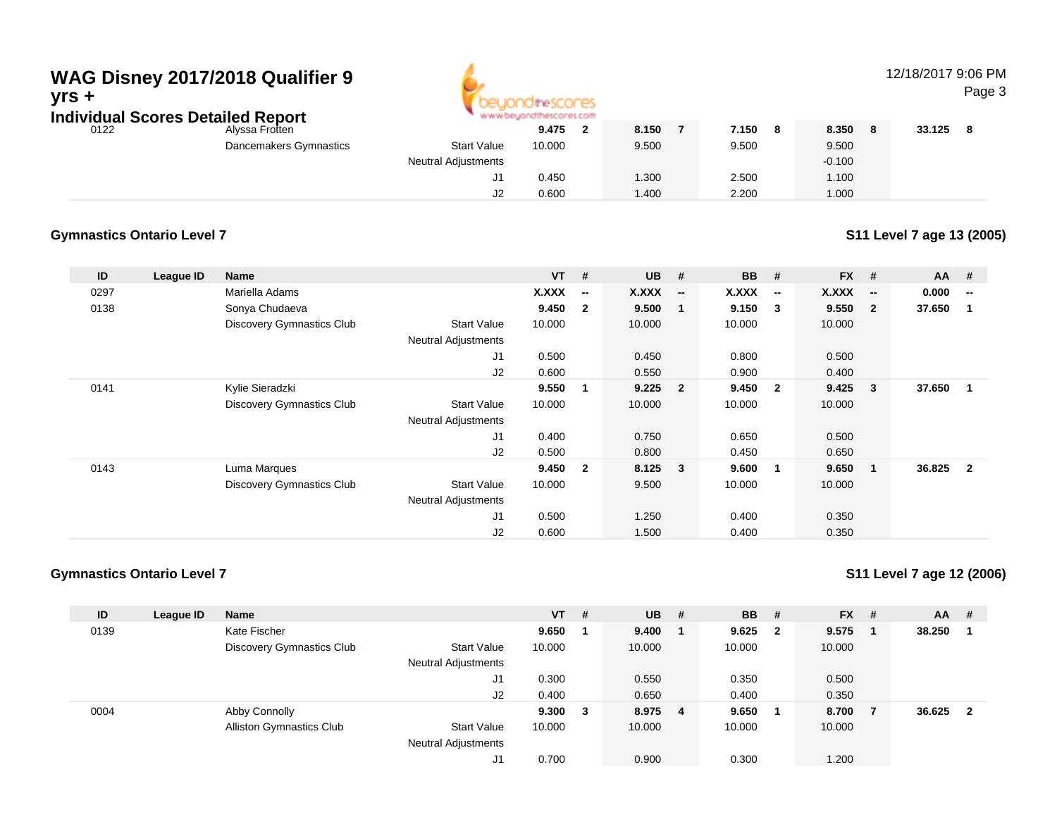# WAG Disney 2017/2018 Qualifier 9 yrs +

## Individual Scores Detailed Report

12/18/2017 9:06 PM

| ID | League ID | Name | | VT | # | UB | # | BB | # | FX | # | AA | # |
|---|---|---|---|---|---|---|---|---|---|---|---|---|---|
| 0122 | | Alyssa Frotten | | **9.475** | **2** | **8.150** | **7** | **7.150** | **8** | **8.350** | **8** | **33.125** | **8** |
| | | Dancemakers Gymnastics | Start Value | 10.000 | | 9.500 | | 9.500 | | 9.500 | | | |
| | | | Neutral Adjustments | | | | | | | -0.100 | | | |
| | | | J1 | 0.450 | | 1.300 | | 2.500 | | 1.100 | | | |
| | | | J2 | 0.600 | | 1.400 | | 2.200 | | 1.000 | | | |

### Gymnastics Ontario Level 7

### S11 Level 7 age 13 (2005)

| ID | League ID | Name | | VT | # | UB | # | BB | # | FX | # | AA | # |
|---|---|---|---|---|---|---|---|---|---|---|---|---|---|
| 0297 | | Mariella Adams | | **X.XXX** | **--** | **X.XXX** | **--** | **X.XXX** | **--** | **X.XXX** | **--** | **0.000** | **--** |
| 0138 | | Sonya Chudaeva | | **9.450** | **2** | **9.500** | **1** | **9.150** | **3** | **9.550** | **2** | **37.650** | **1** |
| | | Discovery Gymnastics Club | Start Value | 10.000 | | 10.000 | | 10.000 | | 10.000 | | | |
| | | | Neutral Adjustments | | | | | | | | | | |
| | | | J1 | 0.500 | | 0.450 | | 0.800 | | 0.500 | | | |
| | | | J2 | 0.600 | | 0.550 | | 0.900 | | 0.400 | | | |
| 0141 | | Kylie Sieradzki | | **9.550** | **1** | **9.225** | **2** | **9.450** | **2** | **9.425** | **3** | **37.650** | **1** |
| | | Discovery Gymnastics Club | Start Value | 10.000 | | 10.000 | | 10.000 | | 10.000 | | | |
| | | | Neutral Adjustments | | | | | | | | | | |
| | | | J1 | 0.400 | | 0.750 | | 0.650 | | 0.500 | | | |
| | | | J2 | 0.500 | | 0.800 | | 0.450 | | 0.650 | | | |
| 0143 | | Luma Marques | | **9.450** | **2** | **8.125** | **3** | **9.600** | **1** | **9.650** | **1** | **36.825** | **2** |
| | | Discovery Gymnastics Club | Start Value | 10.000 | | 9.500 | | 10.000 | | 10.000 | | | |
| | | | Neutral Adjustments | | | | | | | | | | |
| | | | J1 | 0.500 | | 1.250 | | 0.400 | | 0.350 | | | |
| | | | J2 | 0.600 | | 1.500 | | 0.400 | | 0.350 | | | |

### Gymnastics Ontario Level 7

### S11 Level 7 age 12 (2006)

| ID | League ID | Name | | VT | # | UB | # | BB | # | FX | # | AA | # |
|---|---|---|---|---|---|---|---|---|---|---|---|---|---|
| 0139 | | Kate Fischer | | **9.650** | **1** | **9.400** | **1** | **9.625** | **2** | **9.575** | **1** | **38.250** | **1** |
| | | Discovery Gymnastics Club | Start Value | 10.000 | | 10.000 | | 10.000 | | 10.000 | | | |
| | | | Neutral Adjustments | | | | | | | | | | |
| | | | J1 | 0.300 | | 0.550 | | 0.350 | | 0.500 | | | |
| | | | J2 | 0.400 | | 0.650 | | 0.400 | | 0.350 | | | |
| 0004 | | Abby Connolly | | **9.300** | **3** | **8.975** | **4** | **9.650** | **1** | **8.700** | **7** | **36.625** | **2** |
| | | Alliston Gymnastics Club | Start Value | 10.000 | | 10.000 | | 10.000 | | 10.000 | | | |
| | | | Neutral Adjustments | | | | | | | | | | |
| | | | J1 | 0.700 | | 0.900 | | 0.300 | | 1.200 | | | |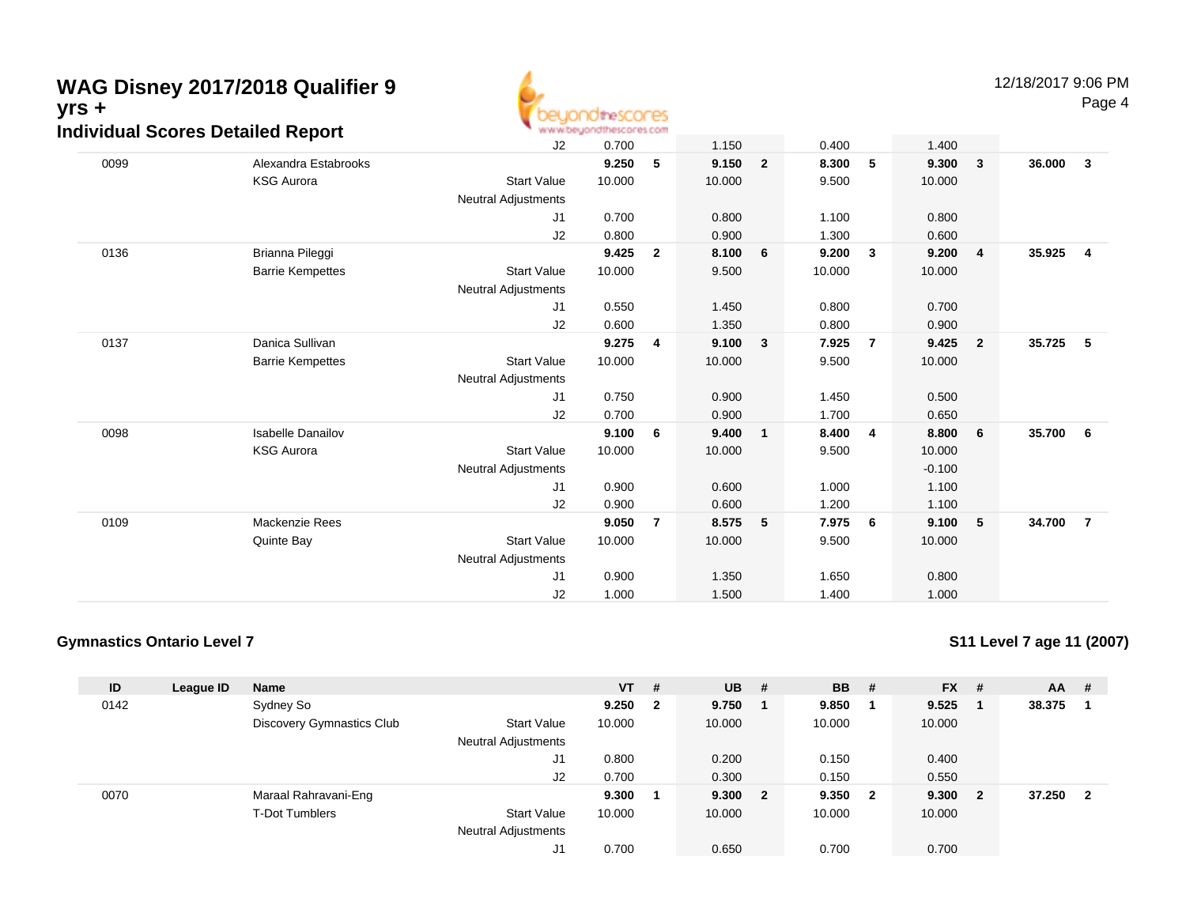# WAG Disney 2017/2018 Qualifier 9 yrs +

## Individual Scores Detailed Report

| ID | League ID | Name | | VT | # | UB | # | BB | # | FX | # | AA | # |
|---|---|---|---|---|---|---|---|---|---|---|---|---|---|
| | | | J2 | 0.700 | | 1.150 | | 0.400 | | 1.400 | | | |
| 0099 | | Alexandra Estabrooks | | **9.250** | **5** | **9.150** | **2** | **8.300** | **5** | **9.300** | **3** | **36.000** | **3** |
| | | KSG Aurora | Start Value | 10.000 | | 10.000 | | 9.500 | | 10.000 | | | |
| | | | Neutral Adjustments | | | | | | | | | | |
| | | | J1 | 0.700 | | 0.800 | | 1.100 | | 0.800 | | | |
| | | | J2 | 0.800 | | 0.900 | | 1.300 | | 0.600 | | | |
| 0136 | | Brianna Pileggi | | **9.425** | **2** | **8.100** | **6** | **9.200** | **3** | **9.200** | **4** | **35.925** | **4** |
| | | Barrie Kempettes | Start Value | 10.000 | | 9.500 | | 10.000 | | 10.000 | | | |
| | | | Neutral Adjustments | | | | | | | | | | |
| | | | J1 | 0.550 | | 1.450 | | 0.800 | | 0.700 | | | |
| | | | J2 | 0.600 | | 1.350 | | 0.800 | | 0.900 | | | |
| 0137 | | Danica Sullivan | | **9.275** | **4** | **9.100** | **3** | **7.925** | **7** | **9.425** | **2** | **35.725** | **5** |
| | | Barrie Kempettes | Start Value | 10.000 | | 10.000 | | 9.500 | | 10.000 | | | |
| | | | Neutral Adjustments | | | | | | | | | | |
| | | | J1 | 0.750 | | 0.900 | | 1.450 | | 0.500 | | | |
| | | | J2 | 0.700 | | 0.900 | | 1.700 | | 0.650 | | | |
| 0098 | | Isabelle Danailov | | **9.100** | **6** | **9.400** | **1** | **8.400** | **4** | **8.800** | **6** | **35.700** | **6** |
| | | KSG Aurora | Start Value | 10.000 | | 10.000 | | 9.500 | | 10.000 | | | |
| | | | Neutral Adjustments | | | | | | | -0.100 | | | |
| | | | J1 | 0.900 | | 0.600 | | 1.000 | | 1.100 | | | |
| | | | J2 | 0.900 | | 0.600 | | 1.200 | | 1.100 | | | |
| 0109 | | Mackenzie Rees | | **9.050** | **7** | **8.575** | **5** | **7.975** | **6** | **9.100** | **5** | **34.700** | **7** |
| | | Quinte Bay | Start Value | 10.000 | | 10.000 | | 9.500 | | 10.000 | | | |
| | | | Neutral Adjustments | | | | | | | | | | |
| | | | J1 | 0.900 | | 1.350 | | 1.650 | | 0.800 | | | |
| | | | J2 | 1.000 | | 1.500 | | 1.400 | | 1.000 | | | |

### Gymnastics Ontario Level 7

### S11 Level 7 age 11 (2007)

| ID | League ID | Name | | VT | # | UB | # | BB | # | FX | # | AA | # |
|---|---|---|---|---|---|---|---|---|---|---|---|---|---|
| 0142 | | Sydney So | | **9.250** | **2** | **9.750** | **1** | **9.850** | **1** | **9.525** | **1** | **38.375** | **1** |
| | | Discovery Gymnastics Club | Start Value | 10.000 | | 10.000 | | 10.000 | | 10.000 | | | |
| | | | Neutral Adjustments | | | | | | | | | | |
| | | | J1 | 0.800 | | 0.200 | | 0.150 | | 0.400 | | | |
| | | | J2 | 0.700 | | 0.300 | | 0.150 | | 0.550 | | | |
| 0070 | | Maraal Rahravani-Eng | | **9.300** | **1** | **9.300** | **2** | **9.350** | **2** | **9.300** | **2** | **37.250** | **2** |
| | | T-Dot Tumblers | Start Value | 10.000 | | 10.000 | | 10.000 | | 10.000 | | | |
| | | | Neutral Adjustments | | | | | | | | | | |
| | | | J1 | 0.700 | | 0.650 | | 0.700 | | 0.700 | | | |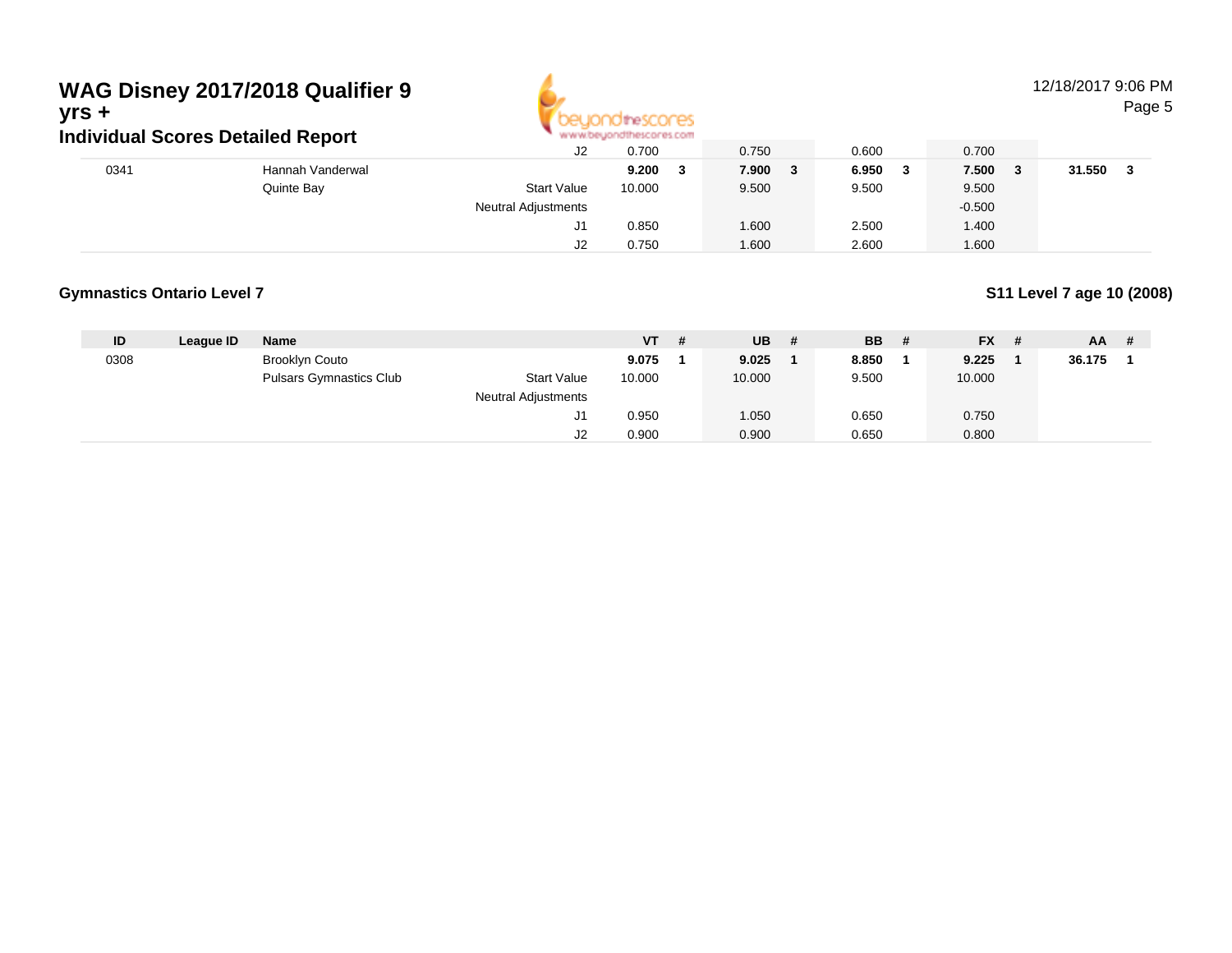# WAG Disney 2017/2018 Qualifier 9 yrs +

## Individual Scores Detailed Report

| | | | | VT | # | UB | # | BB | # | FX | # | AA | # |
|---|---|---|---|---|---|---|---|---|---|---|---|---|---|
| | | | J2 | 0.700 | | 0.750 | | 0.600 | | 0.700 | | | |
| 0341 | | Hannah Vanderwal | | **9.200** | **3** | **7.900** | **3** | **6.950** | **3** | **7.500** | **3** | **31.550** | **3** |
| | | Quinte Bay | Start Value | 10.000 | | 9.500 | | 9.500 | | 9.500 | | | |
| | | | Neutral Adjustments | | | | | | | -0.500 | | | |
| | | | J1 | 0.850 | | 1.600 | | 2.500 | | 1.400 | | | |
| | | | J2 | 0.750 | | 1.600 | | 2.600 | | 1.600 | | | |

**Gymnastics Ontario Level 7**

**S11 Level 7 age 10 (2008)**

| ID | League ID | Name | | VT | # | UB | # | BB | # | FX | # | AA | # |
|---|---|---|---|---|---|---|---|---|---|---|---|---|---|
| 0308 | | Brooklyn Couto | | **9.075** | **1** | **9.025** | **1** | **8.850** | **1** | **9.225** | **1** | **36.175** | **1** |
| | | Pulsars Gymnastics Club | Start Value | 10.000 | | 10.000 | | 9.500 | | 10.000 | | | |
| | | | Neutral Adjustments | | | | | | | | | | |
| | | | J1 | 0.950 | | 1.050 | | 0.650 | | 0.750 | | | |
| | | | J2 | 0.900 | | 0.900 | | 0.650 | | 0.800 | | | |